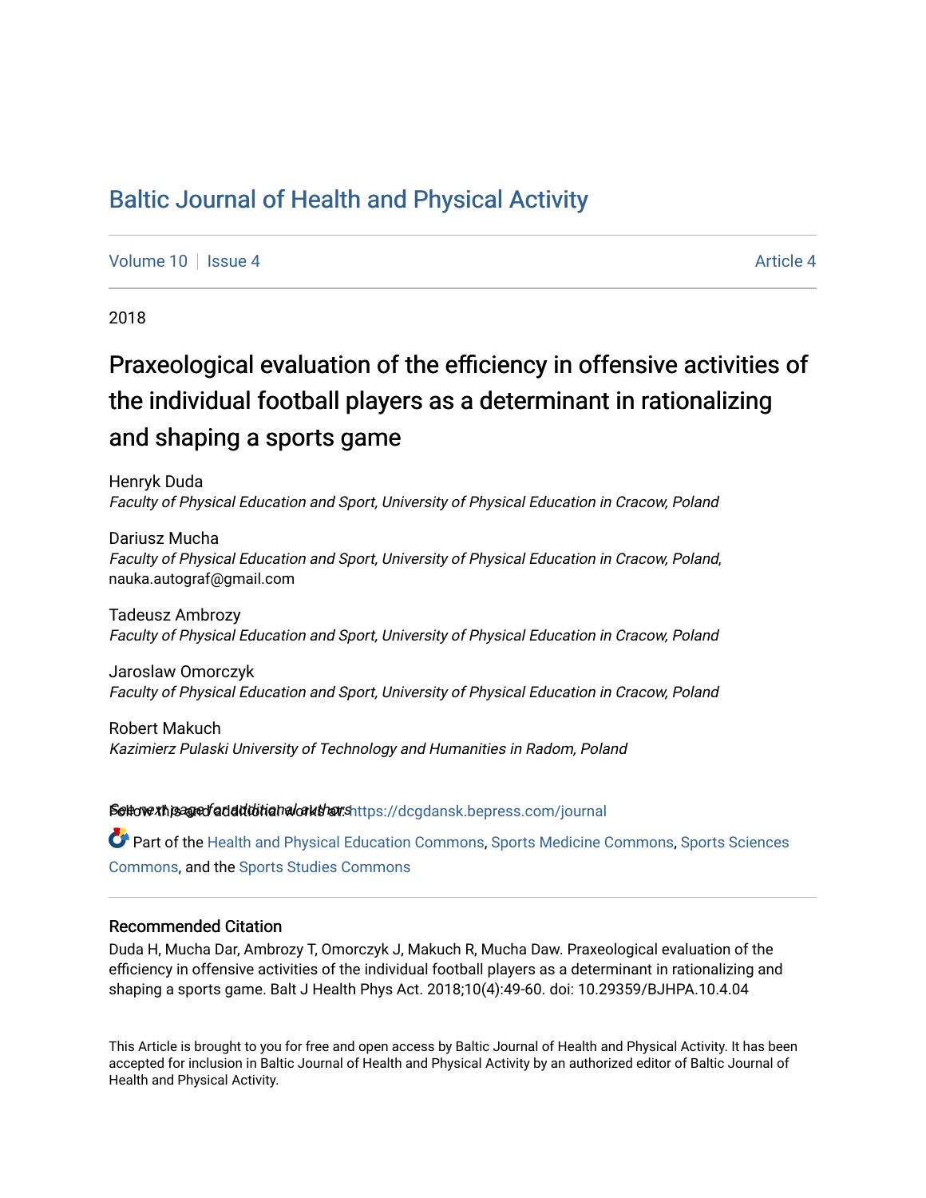# Baltic Journal of Health and Physical Activity

Volume 10 | Issue 4 Article 4

2018

## Praxeological evaluation of the efficiency in offensive activities of the individual football players as a determinant in rationalizing and shaping a sports game

Henryk Duda
*Faculty of Physical Education and Sport, University of Physical Education in Cracow, Poland*

Dariusz Mucha
*Faculty of Physical Education and Sport, University of Physical Education in Cracow, Poland*, nauka.autograf@gmail.com

Tadeusz Ambrozy
*Faculty of Physical Education and Sport, University of Physical Education in Cracow, Poland*

Jaroslaw Omorczyk
*Faculty of Physical Education and Sport, University of Physical Education in Cracow, Poland*

Robert Makuch
*Kazimierz Pulaski University of Technology and Humanities in Radom, Poland*

See next page for additional authors

Follow this and additional works at: https://dcgdansk.bepress.com/journal

Part of the Health and Physical Education Commons, Sports Medicine Commons, Sports Sciences Commons, and the Sports Studies Commons

### Recommended Citation

Duda H, Mucha Dar, Ambrozy T, Omorczyk J, Makuch R, Mucha Daw. Praxeological evaluation of the efficiency in offensive activities of the individual football players as a determinant in rationalizing and shaping a sports game. Balt J Health Phys Act. 2018;10(4):49-60. doi: 10.29359/BJHPA.10.4.04

This Article is brought to you for free and open access by Baltic Journal of Health and Physical Activity. It has been accepted for inclusion in Baltic Journal of Health and Physical Activity by an authorized editor of Baltic Journal of Health and Physical Activity.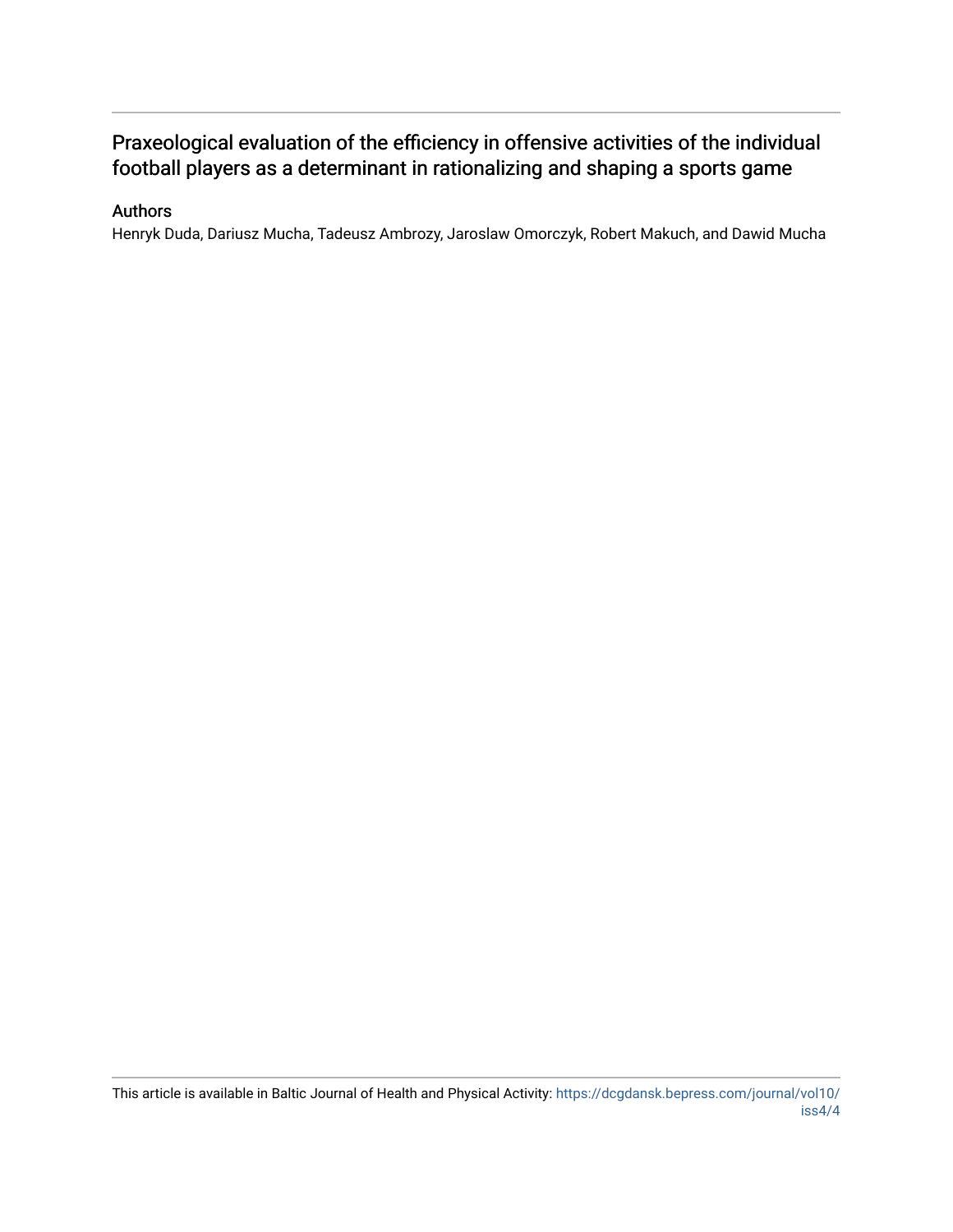# Praxeological evaluation of the efficiency in offensive activities of the individual football players as a determinant in rationalizing and shaping a sports game

## Authors

Henryk Duda, Dariusz Mucha, Tadeusz Ambrozy, Jaroslaw Omorczyk, Robert Makuch, and Dawid Mucha

This article is available in Baltic Journal of Health and Physical Activity: https://dcgdansk.bepress.com/journal/vol10/iss4/4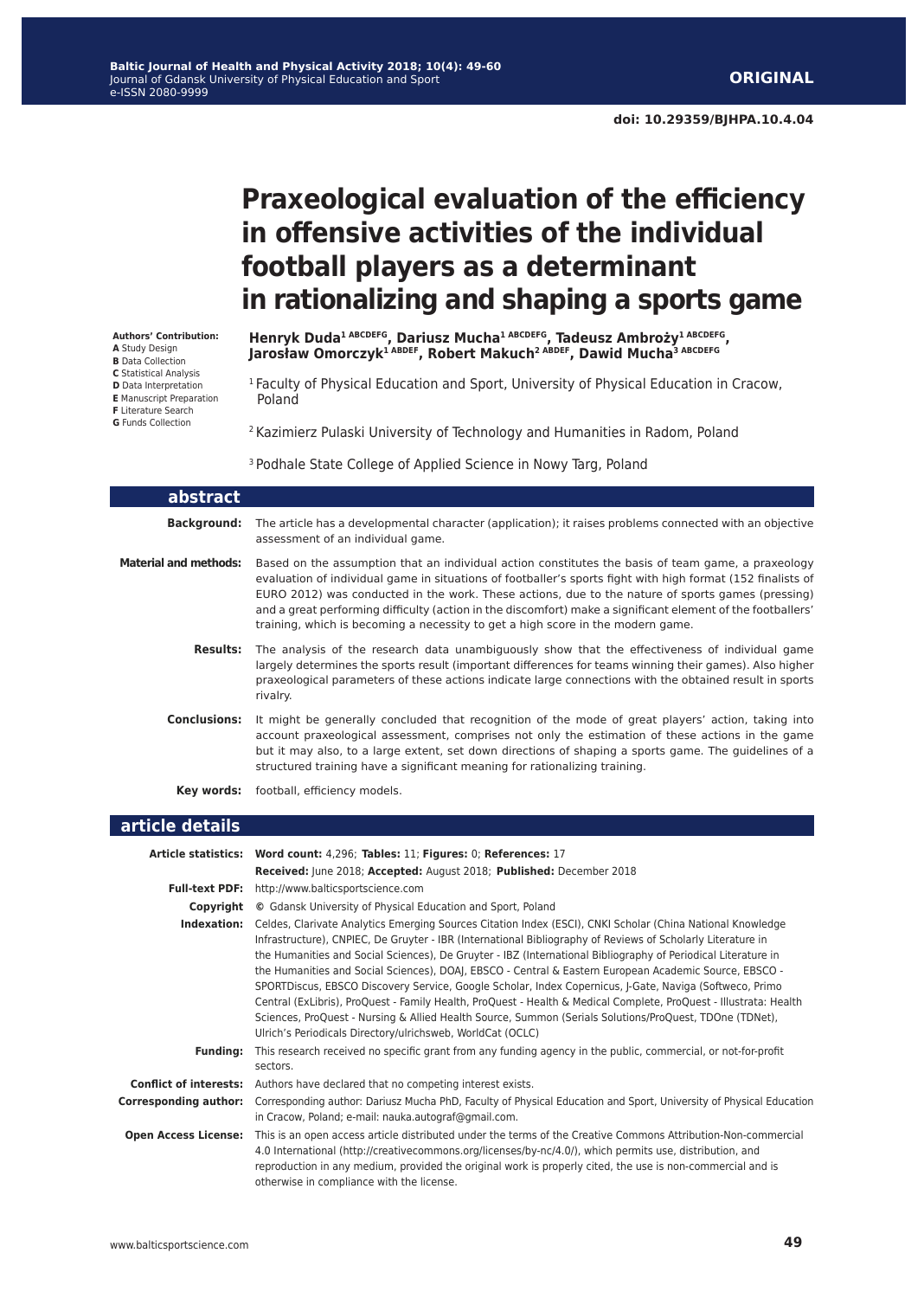**ORIGINAL**

**doi: 10.29359/BJHPA.10.4.04**

# Praxeological evaluation of the efficiency in offensive activities of the individual football players as a determinant in rationalizing and shaping a sports game

**Authors' Contribution:**
**A** Study Design
**B** Data Collection
**C** Statistical Analysis
**D** Data Interpretation
**E** Manuscript Preparation
**F** Literature Search
**G** Funds Collection

**Henryk Duda[1 ABCDEFG], Dariusz Mucha[1 ABCDEFG], Tadeusz Ambroży[1 ABCDEFG], Jarosław Omorczyk[1 ABDEF], Robert Makuch[2 ABDEF], Dawid Mucha[3 ABCDEFG]**

[1] Faculty of Physical Education and Sport, University of Physical Education in Cracow, Poland

[2] Kazimierz Pulaski University of Technology and Humanities in Radom, Poland

[3] Podhale State College of Applied Science in Nowy Targ, Poland

## abstract

**Background:** The article has a developmental character (application); it raises problems connected with an objective assessment of an individual game.

**Material and methods:** Based on the assumption that an individual action constitutes the basis of team game, a praxeology evaluation of individual game in situations of footballer's sports fight with high format (152 finalists of EURO 2012) was conducted in the work. These actions, due to the nature of sports games (pressing) and a great performing difficulty (action in the discomfort) make a significant element of the footballers' training, which is becoming a necessity to get a high score in the modern game.

**Results:** The analysis of the research data unambiguously show that the effectiveness of individual game largely determines the sports result (important differences for teams winning their games). Also higher praxeological parameters of these actions indicate large connections with the obtained result in sports rivalry.

**Conclusions:** It might be generally concluded that recognition of the mode of great players' action, taking into account praxeological assessment, comprises not only the estimation of these actions in the game but it may also, to a large extent, set down directions of shaping a sports game. The guidelines of a structured training have a significant meaning for rationalizing training.

**Key words:** football, efficiency models.

## article details

**Article statistics:** **Word count:** 4,296; **Tables:** 11; **Figures:** 0; **References:** 17
**Received:** June 2018; **Accepted:** August 2018; **Published:** December 2018

**Full-text PDF:** http://www.balticsportscience.com

**Copyright** © Gdansk University of Physical Education and Sport, Poland

**Indexation:** Celdes, Clarivate Analytics Emerging Sources Citation Index (ESCI), CNKI Scholar (China National Knowledge Infrastructure), CNPIEC, De Gruyter - IBR (International Bibliography of Reviews of Scholarly Literature in the Humanities and Social Sciences), De Gruyter - IBZ (International Bibliography of Periodical Literature in the Humanities and Social Sciences), DOAJ, EBSCO - Central & Eastern European Academic Source, EBSCO - SPORTDiscus, EBSCO Discovery Service, Google Scholar, Index Copernicus, J-Gate, Naviga (Softweco, Primo Central (ExLibris), ProQuest - Family Health, ProQuest - Health & Medical Complete, ProQuest - Illustrata: Health Sciences, ProQuest - Nursing & Allied Health Source, Summon (Serials Solutions/ProQuest, TDOne (TDNet), Ulrich's Periodicals Directory/ulrichsweb, WorldCat (OCLC)

**Funding:** This research received no specific grant from any funding agency in the public, commercial, or not-for-profit sectors.

**Conflict of interests:** Authors have declared that no competing interest exists.

**Corresponding author:** Corresponding author: Dariusz Mucha PhD, Faculty of Physical Education and Sport, University of Physical Education in Cracow, Poland; e-mail: nauka.autograf@gmail.com.

**Open Access License:** This is an open access article distributed under the terms of the Creative Commons Attribution-Non-commercial 4.0 International (http://creativecommons.org/licenses/by-nc/4.0/), which permits use, distribution, and reproduction in any medium, provided the original work is properly cited, the use is non-commercial and is otherwise in compliance with the license.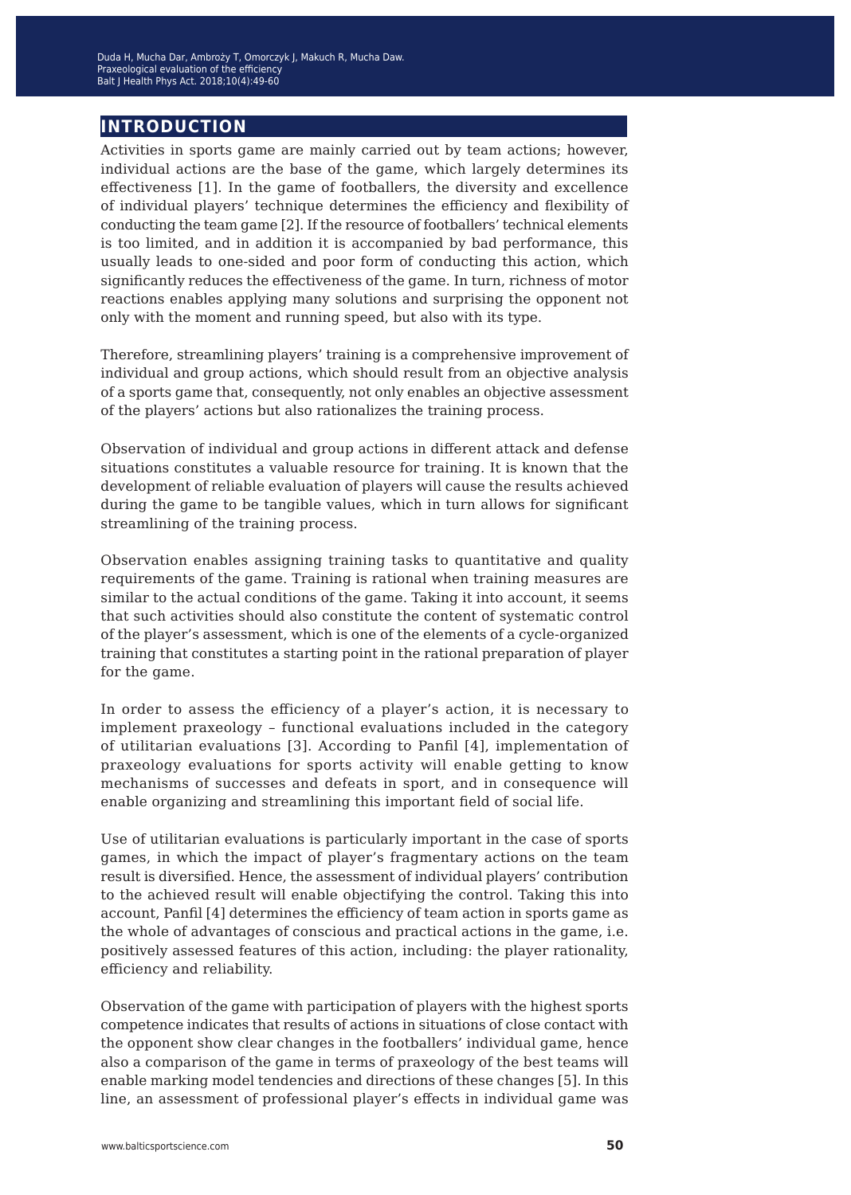## INTRODUCTION

Activities in sports game are mainly carried out by team actions; however, individual actions are the base of the game, which largely determines its effectiveness [1]. In the game of footballers, the diversity and excellence of individual players' technique determines the efficiency and flexibility of conducting the team game [2]. If the resource of footballers' technical elements is too limited, and in addition it is accompanied by bad performance, this usually leads to one-sided and poor form of conducting this action, which significantly reduces the effectiveness of the game. In turn, richness of motor reactions enables applying many solutions and surprising the opponent not only with the moment and running speed, but also with its type.

Therefore, streamlining players' training is a comprehensive improvement of individual and group actions, which should result from an objective analysis of a sports game that, consequently, not only enables an objective assessment of the players' actions but also rationalizes the training process.

Observation of individual and group actions in different attack and defense situations constitutes a valuable resource for training. It is known that the development of reliable evaluation of players will cause the results achieved during the game to be tangible values, which in turn allows for significant streamlining of the training process.

Observation enables assigning training tasks to quantitative and quality requirements of the game. Training is rational when training measures are similar to the actual conditions of the game. Taking it into account, it seems that such activities should also constitute the content of systematic control of the player's assessment, which is one of the elements of a cycle-organized training that constitutes a starting point in the rational preparation of player for the game.

In order to assess the efficiency of a player's action, it is necessary to implement praxeology – functional evaluations included in the category of utilitarian evaluations [3]. According to Panfil [4], implementation of praxeology evaluations for sports activity will enable getting to know mechanisms of successes and defeats in sport, and in consequence will enable organizing and streamlining this important field of social life.

Use of utilitarian evaluations is particularly important in the case of sports games, in which the impact of player's fragmentary actions on the team result is diversified. Hence, the assessment of individual players' contribution to the achieved result will enable objectifying the control. Taking this into account, Panfil [4] determines the efficiency of team action in sports game as the whole of advantages of conscious and practical actions in the game, i.e. positively assessed features of this action, including: the player rationality, efficiency and reliability.

Observation of the game with participation of players with the highest sports competence indicates that results of actions in situations of close contact with the opponent show clear changes in the footballers' individual game, hence also a comparison of the game in terms of praxeology of the best teams will enable marking model tendencies and directions of these changes [5]. In this line, an assessment of professional player's effects in individual game was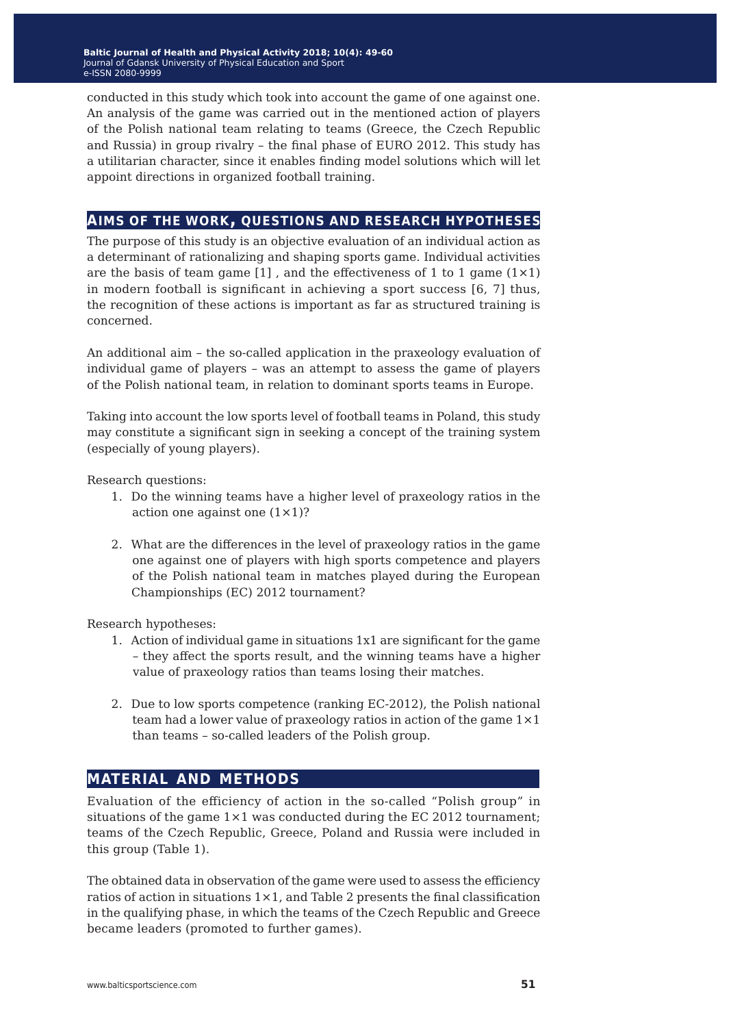conducted in this study which took into account the game of one against one. An analysis of the game was carried out in the mentioned action of players of the Polish national team relating to teams (Greece, the Czech Republic and Russia) in group rivalry – the final phase of EURO 2012. This study has a utilitarian character, since it enables finding model solutions which will let appoint directions in organized football training.

## Aims of the work, questions and research hypotheses

The purpose of this study is an objective evaluation of an individual action as a determinant of rationalizing and shaping sports game. Individual activities are the basis of team game [1] , and the effectiveness of 1 to 1 game (1×1) in modern football is significant in achieving a sport success [6, 7] thus, the recognition of these actions is important as far as structured training is concerned.

An additional aim – the so-called application in the praxeology evaluation of individual game of players – was an attempt to assess the game of players of the Polish national team, in relation to dominant sports teams in Europe.

Taking into account the low sports level of football teams in Poland, this study may constitute a significant sign in seeking a concept of the training system (especially of young players).

Research questions:

1. Do the winning teams have a higher level of praxeology ratios in the action one against one (1×1)?

2. What are the differences in the level of praxeology ratios in the game one against one of players with high sports competence and players of the Polish national team in matches played during the European Championships (EC) 2012 tournament?

Research hypotheses:

1. Action of individual game in situations 1x1 are significant for the game – they affect the sports result, and the winning teams have a higher value of praxeology ratios than teams losing their matches.

2. Due to low sports competence (ranking EC-2012), the Polish national team had a lower value of praxeology ratios in action of the game 1×1 than teams – so-called leaders of the Polish group.

## Material and methods

Evaluation of the efficiency of action in the so-called "Polish group" in situations of the game 1×1 was conducted during the EC 2012 tournament; teams of the Czech Republic, Greece, Poland and Russia were included in this group (Table 1).

The obtained data in observation of the game were used to assess the efficiency ratios of action in situations 1×1, and Table 2 presents the final classification in the qualifying phase, in which the teams of the Czech Republic and Greece became leaders (promoted to further games).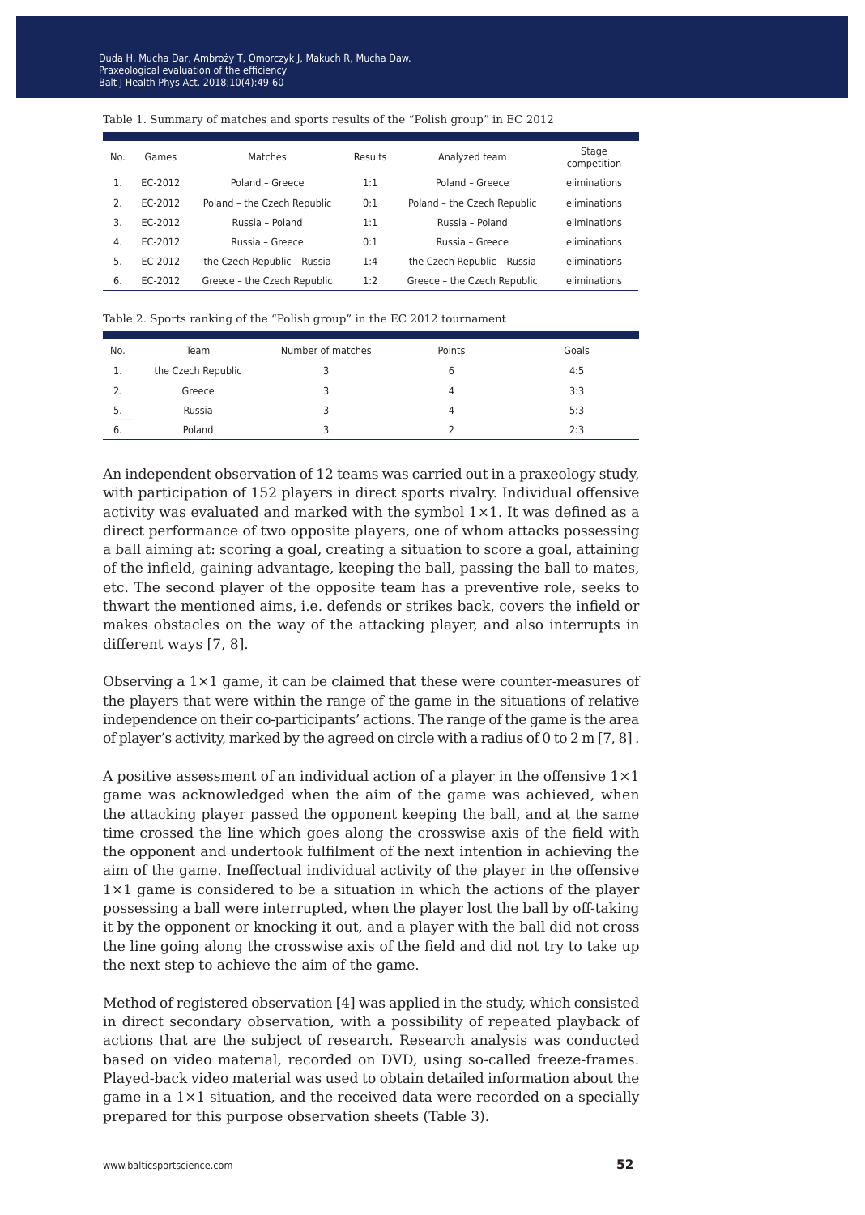Table 1. Summary of matches and sports results of the "Polish group" in EC 2012

| No. | Games | Matches | Results | Analyzed team | Stage competition |
|---|---|---|---|---|---|
| 1. | EC-2012 | Poland – Greece | 1:1 | Poland – Greece | eliminations |
| 2. | EC-2012 | Poland – the Czech Republic | 0:1 | Poland – the Czech Republic | eliminations |
| 3. | EC-2012 | Russia – Poland | 1:1 | Russia – Poland | eliminations |
| 4. | EC-2012 | Russia – Greece | 0:1 | Russia – Greece | eliminations |
| 5. | EC-2012 | the Czech Republic – Russia | 1:4 | the Czech Republic – Russia | eliminations |
| 6. | EC-2012 | Greece – the Czech Republic | 1:2 | Greece – the Czech Republic | eliminations |

Table 2. Sports ranking of the "Polish group" in the EC 2012 tournament

| No. | Team | Number of matches | Points | Goals |
|---|---|---|---|---|
| 1. | the Czech Republic | 3 | 6 | 4:5 |
| 2. | Greece | 3 | 4 | 3:3 |
| 5. | Russia | 3 | 4 | 5:3 |
| 6. | Poland | 3 | 2 | 2:3 |

An independent observation of 12 teams was carried out in a praxeology study, with participation of 152 players in direct sports rivalry. Individual offensive activity was evaluated and marked with the symbol 1×1. It was defined as a direct performance of two opposite players, one of whom attacks possessing a ball aiming at: scoring a goal, creating a situation to score a goal, attaining of the infield, gaining advantage, keeping the ball, passing the ball to mates, etc. The second player of the opposite team has a preventive role, seeks to thwart the mentioned aims, i.e. defends or strikes back, covers the infield or makes obstacles on the way of the attacking player, and also interrupts in different ways [7, 8].

Observing a 1×1 game, it can be claimed that these were counter-measures of the players that were within the range of the game in the situations of relative independence on their co-participants' actions. The range of the game is the area of player's activity, marked by the agreed on circle with a radius of 0 to 2 m [7, 8].

A positive assessment of an individual action of a player in the offensive 1×1 game was acknowledged when the aim of the game was achieved, when the attacking player passed the opponent keeping the ball, and at the same time crossed the line which goes along the crosswise axis of the field with the opponent and undertook fulfilment of the next intention in achieving the aim of the game. Ineffectual individual activity of the player in the offensive 1×1 game is considered to be a situation in which the actions of the player possessing a ball were interrupted, when the player lost the ball by off-taking it by the opponent or knocking it out, and a player with the ball did not cross the line going along the crosswise axis of the field and did not try to take up the next step to achieve the aim of the game.

Method of registered observation [4] was applied in the study, which consisted in direct secondary observation, with a possibility of repeated playback of actions that are the subject of research. Research analysis was conducted based on video material, recorded on DVD, using so-called freeze-frames. Played-back video material was used to obtain detailed information about the game in a 1×1 situation, and the received data were recorded on a specially prepared for this purpose observation sheets (Table 3).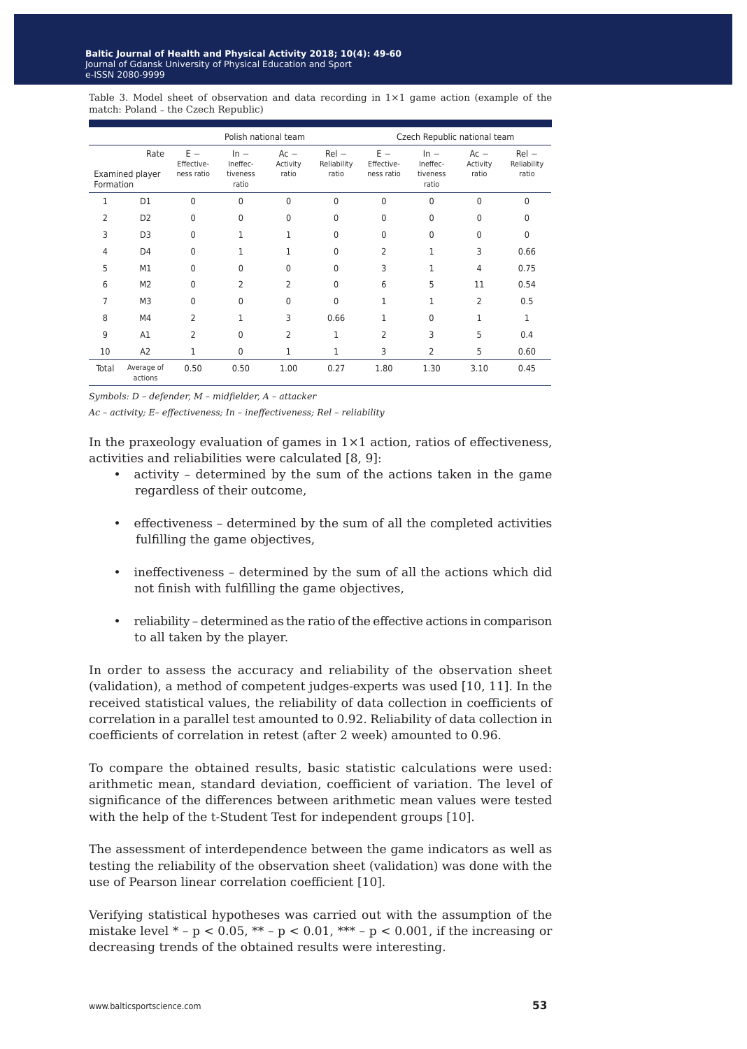Table 3. Model sheet of observation and data recording in 1×1 game action (example of the match: Poland – the Czech Republic)

| Examined player Formation | Rate | Polish national team E – Effectiveness ratio | In – Ineffectiveness ratio | Ac – Activity ratio | Rel – Reliability ratio | Czech Republic national team E – Effectiveness ratio | In – Ineffectiveness ratio | Ac – Activity ratio | Rel – Reliability ratio |
|---|---|---|---|---|---|---|---|---|---|
| 1 | D1 | 0 | 0 | 0 | 0 | 0 | 0 | 0 | 0 |
| 2 | D2 | 0 | 0 | 0 | 0 | 0 | 0 | 0 | 0 |
| 3 | D3 | 0 | 1 | 1 | 0 | 0 | 0 | 0 | 0 |
| 4 | D4 | 0 | 1 | 1 | 0 | 2 | 1 | 3 | 0.66 |
| 5 | M1 | 0 | 0 | 0 | 0 | 3 | 1 | 4 | 0.75 |
| 6 | M2 | 0 | 2 | 2 | 0 | 6 | 5 | 11 | 0.54 |
| 7 | M3 | 0 | 0 | 0 | 0 | 1 | 1 | 2 | 0.5 |
| 8 | M4 | 2 | 1 | 3 | 0.66 | 1 | 0 | 1 | 1 |
| 9 | A1 | 2 | 0 | 2 | 1 | 2 | 3 | 5 | 0.4 |
| 10 | A2 | 1 | 0 | 1 | 1 | 3 | 2 | 5 | 0.60 |
| Total | Average of actions | 0.50 | 0.50 | 1.00 | 0.27 | 1.80 | 1.30 | 3.10 | 0.45 |

*Symbols: D – defender, M – midfielder, A – attacker*

*Ac – activity; E– effectiveness; In – ineffectiveness; Rel – reliability*

In the praxeology evaluation of games in 1×1 action, ratios of effectiveness, activities and reliabilities were calculated [8, 9]:

- activity – determined by the sum of the actions taken in the game regardless of their outcome,
- effectiveness – determined by the sum of all the completed activities fulfilling the game objectives,
- ineffectiveness – determined by the sum of all the actions which did not finish with fulfilling the game objectives,
- reliability – determined as the ratio of the effective actions in comparison to all taken by the player.

In order to assess the accuracy and reliability of the observation sheet (validation), a method of competent judges-experts was used [10, 11]. In the received statistical values, the reliability of data collection in coefficients of correlation in a parallel test amounted to 0.92. Reliability of data collection in coefficients of correlation in retest (after 2 week) amounted to 0.96.

To compare the obtained results, basic statistic calculations were used: arithmetic mean, standard deviation, coefficient of variation. The level of significance of the differences between arithmetic mean values were tested with the help of the t-Student Test for independent groups [10].

The assessment of interdependence between the game indicators as well as testing the reliability of the observation sheet (validation) was done with the use of Pearson linear correlation coefficient [10].

Verifying statistical hypotheses was carried out with the assumption of the mistake level * – $p < 0.05$, ** – $p < 0.01$, *** – $p < 0.001$, if the increasing or decreasing trends of the obtained results were interesting.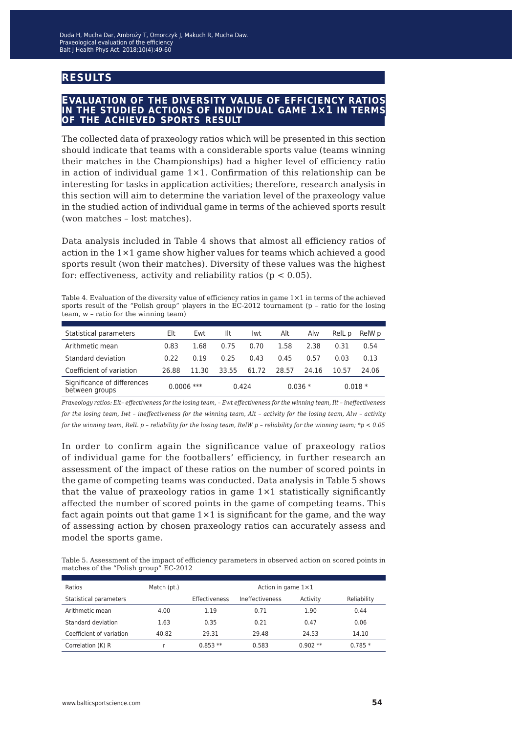## RESULTS

### EVALUATION OF THE DIVERSITY VALUE OF EFFICIENCY RATIOS IN THE STUDIED ACTIONS OF INDIVIDUAL GAME 1×1 IN TERMS OF THE ACHIEVED SPORTS RESULT

The collected data of praxeology ratios which will be presented in this section should indicate that teams with a considerable sports value (teams winning their matches in the Championships) had a higher level of efficiency ratio in action of individual game 1×1. Confirmation of this relationship can be interesting for tasks in application activities; therefore, research analysis in this section will aim to determine the variation level of the praxeology value in the studied action of individual game in terms of the achieved sports result (won matches – lost matches).

Data analysis included in Table 4 shows that almost all efficiency ratios of action in the 1×1 game show higher values for teams which achieved a good sports result (won their matches). Diversity of these values was the highest for: effectiveness, activity and reliability ratios ($p < 0.05$).

Table 4. Evaluation of the diversity value of efficiency ratios in game 1×1 in terms of the achieved sports result of the "Polish group" players in the EC-2012 tournament (p – ratio for the losing team, w – ratio for the winning team)

| Statistical parameters | Elt | Ewt | Ilt | Iwt | Alt | Alw | RelL p | RelW p |
|---|---|---|---|---|---|---|---|---|
| Arithmetic mean | 0.83 | 1.68 | 0.75 | 0.70 | 1.58 | 2.38 | 0.31 | 0.54 |
| Standard deviation | 0.22 | 0.19 | 0.25 | 0.43 | 0.45 | 0.57 | 0.03 | 0.13 |
| Coefficient of variation | 26.88 | 11.30 | 33.55 | 61.72 | 28.57 | 24.16 | 10.57 | 24.06 |
| Significance of differences between groups | 0.0006 *** | | 0.424 | | 0.036 * | | 0.018 * | |

*Praxeology ratios: Elt– effectiveness for the losing team, – Ewt effectiveness for the winning team, Ilt – ineffectiveness for the losing team, Iwt – ineffectiveness for the winning team, Alt – activity for the losing team, Alw – activity for the winning team, RelL p – reliability for the losing team, RelW p – reliability for the winning team; *p < 0.05*

In order to confirm again the significance value of praxeology ratios of individual game for the footballers' efficiency, in further research an assessment of the impact of these ratios on the number of scored points in the game of competing teams was conducted. Data analysis in Table 5 shows that the value of praxeology ratios in game 1×1 statistically significantly affected the number of scored points in the game of competing teams. This fact again points out that game 1×1 is significant for the game, and the way of assessing action by chosen praxeology ratios can accurately assess and model the sports game.

Table 5. Assessment of the impact of efficiency parameters in observed action on scored points in matches of the "Polish group" EC-2012

| Ratios | Match (pt.) | Action in game 1×1 | | | |
|---|---|---|---|---|---|
| Statistical parameters | | Effectiveness | Ineffectiveness | Activity | Reliability |
| Arithmetic mean | 4.00 | 1.19 | 0.71 | 1.90 | 0.44 |
| Standard deviation | 1.63 | 0.35 | 0.21 | 0.47 | 0.06 |
| Coefficient of variation | 40.82 | 29.31 | 29.48 | 24.53 | 14.10 |
| Correlation (K) R | r | 0.853 ** | 0.583 | 0.902 ** | 0.785 * |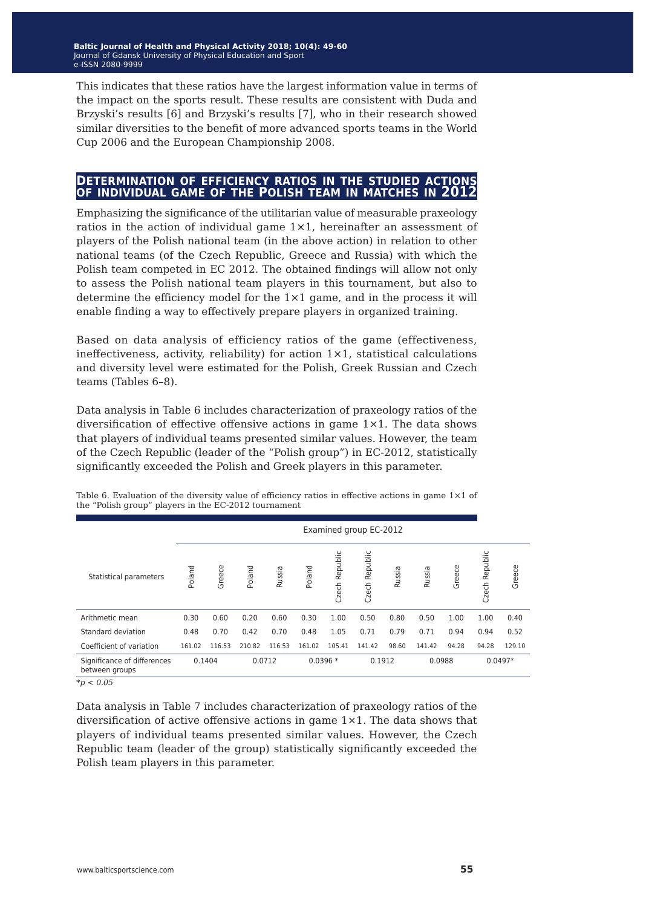This indicates that these ratios have the largest information value in terms of the impact on the sports result. These results are consistent with Duda and Brzyski's results [6] and Brzyski's results [7], who in their research showed similar diversities to the benefit of more advanced sports teams in the World Cup 2006 and the European Championship 2008.

## Determination of efficiency ratios in the studied actions of individual game of the Polish team in matches in 2012

Emphasizing the significance of the utilitarian value of measurable praxeology ratios in the action of individual game 1×1, hereinafter an assessment of players of the Polish national team (in the above action) in relation to other national teams (of the Czech Republic, Greece and Russia) with which the Polish team competed in EC 2012. The obtained findings will allow not only to assess the Polish national team players in this tournament, but also to determine the efficiency model for the 1×1 game, and in the process it will enable finding a way to effectively prepare players in organized training.

Based on data analysis of efficiency ratios of the game (effectiveness, ineffectiveness, activity, reliability) for action 1×1, statistical calculations and diversity level were estimated for the Polish, Greek Russian and Czech teams (Tables 6–8).

Data analysis in Table 6 includes characterization of praxeology ratios of the diversification of effective offensive actions in game 1×1. The data shows that players of individual teams presented similar values. However, the team of the Czech Republic (leader of the "Polish group") in EC-2012, statistically significantly exceeded the Polish and Greek players in this parameter.

Table 6. Evaluation of the diversity value of efficiency ratios in effective actions in game 1×1 of the "Polish group" players in the EC-2012 tournament

| Statistical parameters | Examined group EC-2012 | | | | | | | | | | | |
|---|---|---|---|---|---|---|---|---|---|---|---|---|
| | Poland | Greece | Poland | Russia | Poland | Czech Republic | Czech Republic | Russia | Russia | Greece | Czech Republic | Greece |
| Arithmetic mean | 0.30 | 0.60 | 0.20 | 0.60 | 0.30 | 1.00 | 0.50 | 0.80 | 0.50 | 1.00 | 1.00 | 0.40 |
| Standard deviation | 0.48 | 0.70 | 0.42 | 0.70 | 0.48 | 1.05 | 0.71 | 0.79 | 0.71 | 0.94 | 0.94 | 0.52 |
| Coefficient of variation | 161.02 | 116.53 | 210.82 | 116.53 | 161.02 | 105.41 | 141.42 | 98.60 | 141.42 | 94.28 | 94.28 | 129.10 |
| Significance of differences between groups | 0.1404 | | 0.0712 | | 0.0396 * | | 0.1912 | | 0.0988 | | 0.0497* | |

*$p < 0.05$

Data analysis in Table 7 includes characterization of praxeology ratios of the diversification of active offensive actions in game 1×1. The data shows that players of individual teams presented similar values. However, the Czech Republic team (leader of the group) statistically significantly exceeded the Polish team players in this parameter.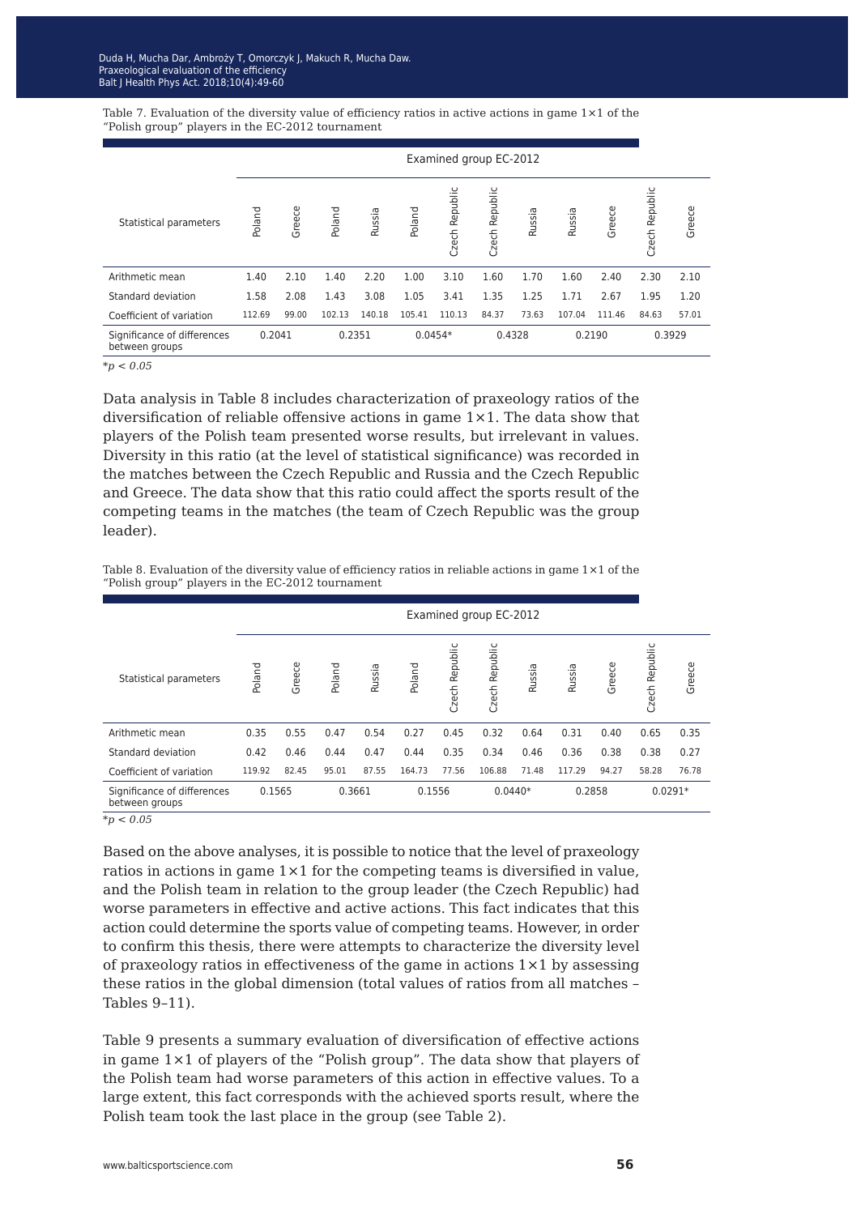Table 7. Evaluation of the diversity value of efficiency ratios in active actions in game 1×1 of the "Polish group" players in the EC-2012 tournament

| Statistical parameters | Examined group EC-2012 | | | | | | | | | | | |
|---|---|---|---|---|---|---|---|---|---|---|---|---|
| | Poland | Greece | Poland | Russia | Poland | Czech Republic | Czech Republic | Russia | Russia | Greece | Czech Republic | Greece |
| Arithmetic mean | 1.40 | 2.10 | 1.40 | 2.20 | 1.00 | 3.10 | 1.60 | 1.70 | 1.60 | 2.40 | 2.30 | 2.10 |
| Standard deviation | 1.58 | 2.08 | 1.43 | 3.08 | 1.05 | 3.41 | 1.35 | 1.25 | 1.71 | 2.67 | 1.95 | 1.20 |
| Coefficient of variation | 112.69 | 99.00 | 102.13 | 140.18 | 105.41 | 110.13 | 84.37 | 73.63 | 107.04 | 111.46 | 84.63 | 57.01 |
| Significance of differences between groups | 0.2041 | | 0.2351 | | 0.0454* | | 0.4328 | | 0.2190 | | 0.3929 | |

*$p < 0.05$

Data analysis in Table 8 includes characterization of praxeology ratios of the diversification of reliable offensive actions in game 1×1. The data show that players of the Polish team presented worse results, but irrelevant in values. Diversity in this ratio (at the level of statistical significance) was recorded in the matches between the Czech Republic and Russia and the Czech Republic and Greece. The data show that this ratio could affect the sports result of the competing teams in the matches (the team of Czech Republic was the group leader).

Table 8. Evaluation of the diversity value of efficiency ratios in reliable actions in game 1×1 of the "Polish group" players in the EC-2012 tournament

| Statistical parameters | Examined group EC-2012 | | | | | | | | | | | |
|---|---|---|---|---|---|---|---|---|---|---|---|---|
| | Poland | Greece | Poland | Russia | Poland | Czech Republic | Czech Republic | Russia | Russia | Greece | Czech Republic | Greece |
| Arithmetic mean | 0.35 | 0.55 | 0.47 | 0.54 | 0.27 | 0.45 | 0.32 | 0.64 | 0.31 | 0.40 | 0.65 | 0.35 |
| Standard deviation | 0.42 | 0.46 | 0.44 | 0.47 | 0.44 | 0.35 | 0.34 | 0.46 | 0.36 | 0.38 | 0.38 | 0.27 |
| Coefficient of variation | 119.92 | 82.45 | 95.01 | 87.55 | 164.73 | 77.56 | 106.88 | 71.48 | 117.29 | 94.27 | 58.28 | 76.78 |
| Significance of differences between groups | 0.1565 | | 0.3661 | | 0.1556 | | 0.0440* | | 0.2858 | | 0.0291* | |

*$p < 0.05$

Based on the above analyses, it is possible to notice that the level of praxeology ratios in actions in game 1×1 for the competing teams is diversified in value, and the Polish team in relation to the group leader (the Czech Republic) had worse parameters in effective and active actions. This fact indicates that this action could determine the sports value of competing teams. However, in order to confirm this thesis, there were attempts to characterize the diversity level of praxeology ratios in effectiveness of the game in actions 1×1 by assessing these ratios in the global dimension (total values of ratios from all matches – Tables 9–11).

Table 9 presents a summary evaluation of diversification of effective actions in game 1×1 of players of the "Polish group". The data show that players of the Polish team had worse parameters of this action in effective values. To a large extent, this fact corresponds with the achieved sports result, where the Polish team took the last place in the group (see Table 2).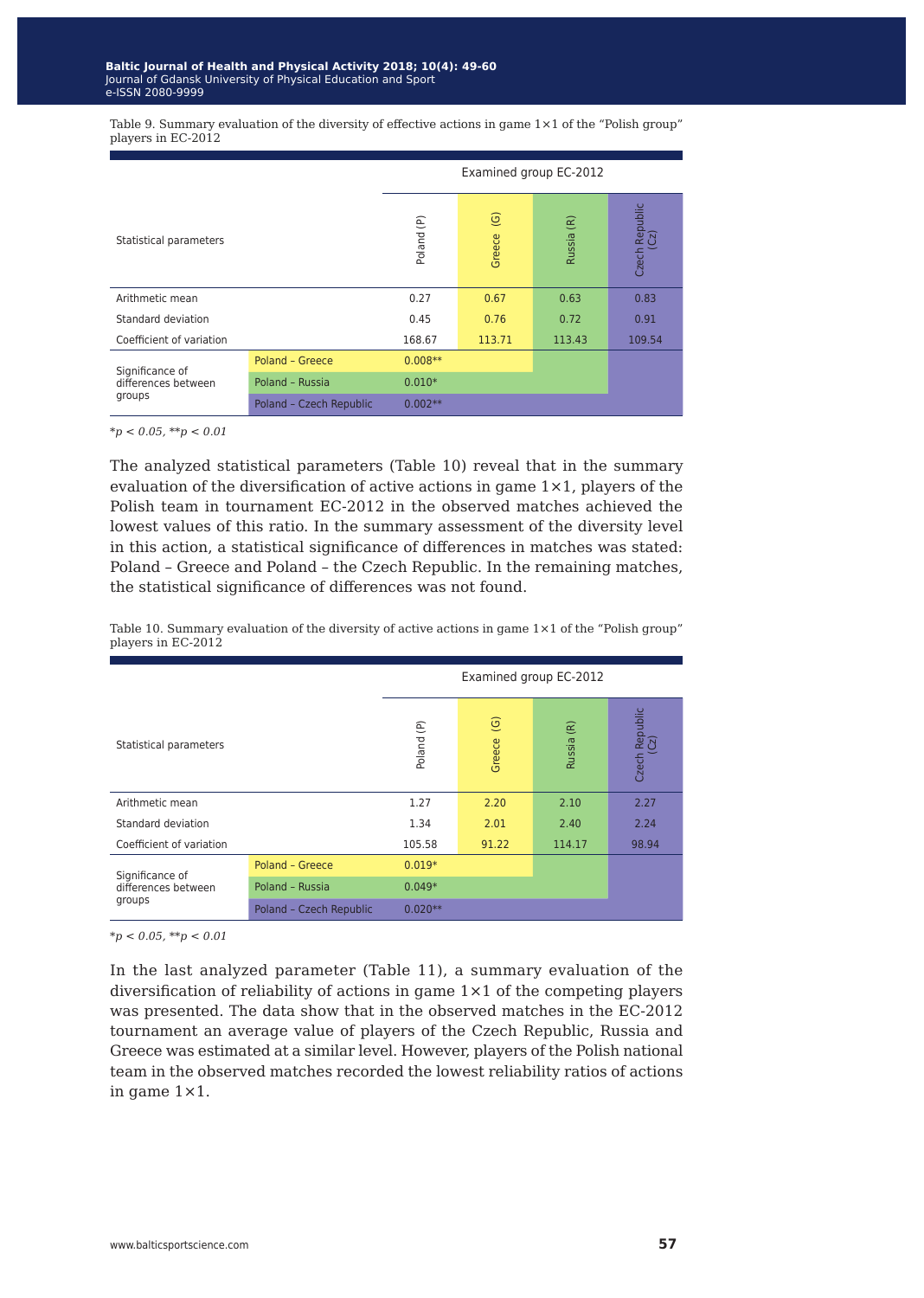Table 9. Summary evaluation of the diversity of effective actions in game 1×1 of the "Polish group" players in EC-2012

| Statistical parameters | | Examined group EC-2012 | | | |
|---|---|---|---|---|---|
| | | Poland (P) | Greece (G) | Russia (R) | Czech Republic (Cz) |
| Arithmetic mean | | 0.27 | 0.67 | 0.63 | 0.83 |
| Standard deviation | | 0.45 | 0.76 | 0.72 | 0.91 |
| Coefficient of variation | | 168.67 | 113.71 | 113.43 | 109.54 |
| Significance of differences between groups | Poland – Greece | 0.008** | | | |
| | Poland – Russia | 0.010* | | | |
| | Poland – Czech Republic | 0.002** | | | |

*$p < 0.05$, **$p < 0.01$

The analyzed statistical parameters (Table 10) reveal that in the summary evaluation of the diversification of active actions in game 1×1, players of the Polish team in tournament EC-2012 in the observed matches achieved the lowest values of this ratio. In the summary assessment of the diversity level in this action, a statistical significance of differences in matches was stated: Poland – Greece and Poland – the Czech Republic. In the remaining matches, the statistical significance of differences was not found.

Table 10. Summary evaluation of the diversity of active actions in game 1×1 of the "Polish group" players in EC-2012

| Statistical parameters | | Examined group EC-2012 | | | |
|---|---|---|---|---|---|
| | | Poland (P) | Greece (G) | Russia (R) | Czech Republic (Cz) |
| Arithmetic mean | | 1.27 | 2.20 | 2.10 | 2.27 |
| Standard deviation | | 1.34 | 2.01 | 2.40 | 2.24 |
| Coefficient of variation | | 105.58 | 91.22 | 114.17 | 98.94 |
| Significance of differences between groups | Poland – Greece | 0.019* | | | |
| | Poland – Russia | 0.049* | | | |
| | Poland – Czech Republic | 0.020** | | | |

*$p < 0.05$, **$p < 0.01$

In the last analyzed parameter (Table 11), a summary evaluation of the diversification of reliability of actions in game 1×1 of the competing players was presented. The data show that in the observed matches in the EC-2012 tournament an average value of players of the Czech Republic, Russia and Greece was estimated at a similar level. However, players of the Polish national team in the observed matches recorded the lowest reliability ratios of actions in game 1×1.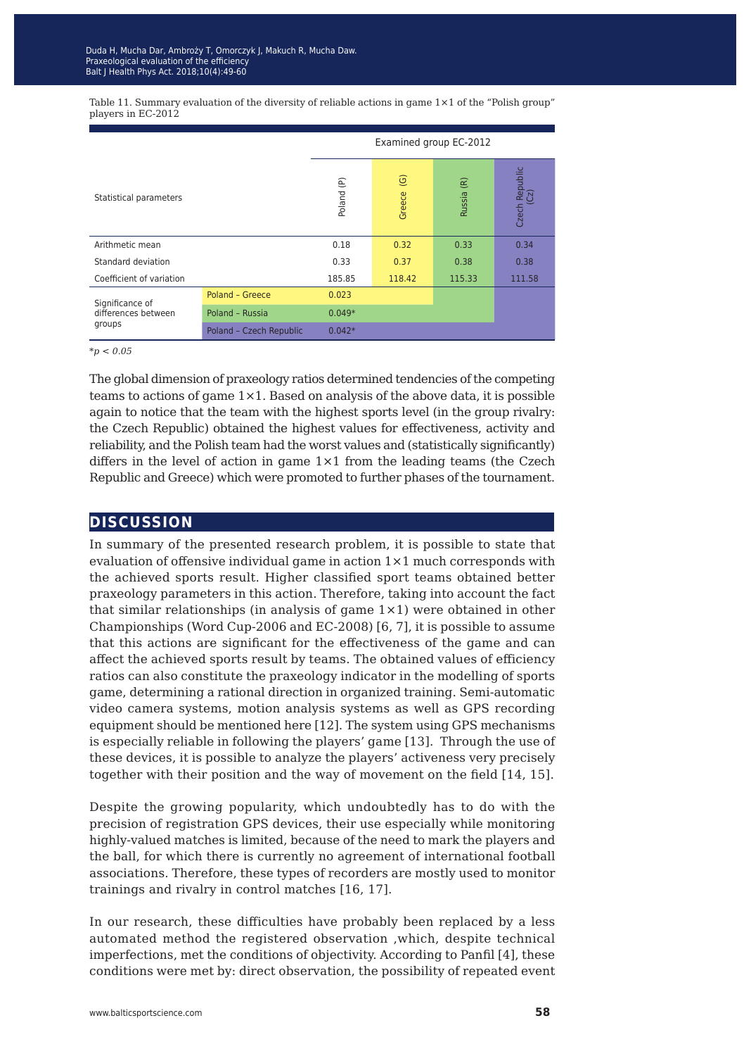Table 11. Summary evaluation of the diversity of reliable actions in game 1×1 of the "Polish group" players in EC-2012

| Statistical parameters | | Examined group EC-2012 | | | |
|---|---|---|---|---|---|
| | | Poland (P) | Greece (G) | Russia (R) | Czech Republic (Cz) |
| Arithmetic mean | | 0.18 | 0.32 | 0.33 | 0.34 |
| Standard deviation | | 0.33 | 0.37 | 0.38 | 0.38 |
| Coefficient of variation | | 185.85 | 118.42 | 115.33 | 111.58 |
| Significance of differences between groups | Poland – Greece | 0.023 | | | |
| | Poland – Russia | 0.049* | | | |
| | Poland – Czech Republic | 0.042* | | | |

*$p < 0.05$

The global dimension of praxeology ratios determined tendencies of the competing teams to actions of game 1×1. Based on analysis of the above data, it is possible again to notice that the team with the highest sports level (in the group rivalry: the Czech Republic) obtained the highest values for effectiveness, activity and reliability, and the Polish team had the worst values and (statistically significantly) differs in the level of action in game 1×1 from the leading teams (the Czech Republic and Greece) which were promoted to further phases of the tournament.

## DISCUSSION

In summary of the presented research problem, it is possible to state that evaluation of offensive individual game in action 1×1 much corresponds with the achieved sports result. Higher classified sport teams obtained better praxeology parameters in this action. Therefore, taking into account the fact that similar relationships (in analysis of game 1×1) were obtained in other Championships (Word Cup-2006 and EC-2008) [6, 7], it is possible to assume that this actions are significant for the effectiveness of the game and can affect the achieved sports result by teams. The obtained values of efficiency ratios can also constitute the praxeology indicator in the modelling of sports game, determining a rational direction in organized training. Semi-automatic video camera systems, motion analysis systems as well as GPS recording equipment should be mentioned here [12]. The system using GPS mechanisms is especially reliable in following the players' game [13]. Through the use of these devices, it is possible to analyze the players' activeness very precisely together with their position and the way of movement on the field [14, 15].

Despite the growing popularity, which undoubtedly has to do with the precision of registration GPS devices, their use especially while monitoring highly-valued matches is limited, because of the need to mark the players and the ball, for which there is currently no agreement of international football associations. Therefore, these types of recorders are mostly used to monitor trainings and rivalry in control matches [16, 17].

In our research, these difficulties have probably been replaced by a less automated method the registered observation ,which, despite technical imperfections, met the conditions of objectivity. According to Panfil [4], these conditions were met by: direct observation, the possibility of repeated event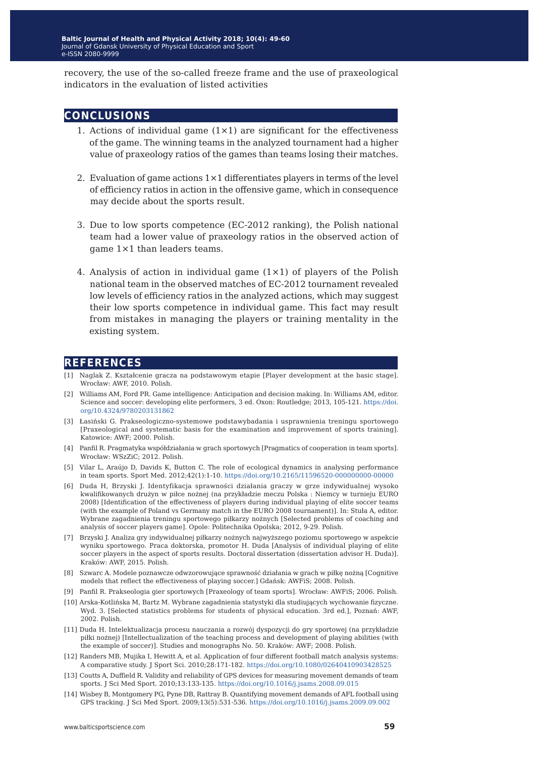recovery, the use of the so-called freeze frame and the use of praxeological indicators in the evaluation of listed activities

## CONCLUSIONS

1. Actions of individual game (1×1) are significant for the effectiveness of the game. The winning teams in the analyzed tournament had a higher value of praxeology ratios of the games than teams losing their matches.

2. Evaluation of game actions 1×1 differentiates players in terms of the level of efficiency ratios in action in the offensive game, which in consequence may decide about the sports result.

3. Due to low sports competence (EC-2012 ranking), the Polish national team had a lower value of praxeology ratios in the observed action of game 1×1 than leaders teams.

4. Analysis of action in individual game (1×1) of players of the Polish national team in the observed matches of EC-2012 tournament revealed low levels of efficiency ratios in the analyzed actions, which may suggest their low sports competence in individual game. This fact may result from mistakes in managing the players or training mentality in the existing system.

## REFERENCES

[1] Naglak Z. Kształcenie gracza na podstawowym etapie [Player development at the basic stage]. Wrocław: AWF, 2010. Polish.

[2] Williams AM, Ford PR. Game intelligence: Anticipation and decision making. In: Williams AM, editor. Science and soccer: developing elite performers, 3 ed. Oxon: Routledge; 2013, 105-121. https://doi.org/10.4324/9780203131862

[3] Łasiński G. Prakseologiczno-systemowe podstawybadania i usprawnienia treningu sportowego [Praxeological and systematic basis for the examination and improvement of sports training]. Katowice: AWF; 2000. Polish.

[4] Panfil R. Pragmatyka współdziałania w grach sportowych [Pragmatics of cooperation in team sports]. Wrocław: WSzZiC; 2012. Polish.

[5] Vilar L, Araújo D, Davids K, Button C. The role of ecological dynamics in analysing performance in team sports. Sport Med. 2012;42(1):1-10. https://doi.org/10.2165/11596520-000000000-00000

[6] Duda H, Brzyski J. Identyfikacja sprawności działania graczy w grze indywidualnej wysoko kwalifikowanych drużyn w piłce nożnej (na przykładzie meczu Polska : Niemcy w turnieju EURO 2008) [Identification of the effectiveness of players during individual playing of elite soccer teams (with the example of Poland vs Germany match in the EURO 2008 tournament)]. In: Stuła A, editor. Wybrane zagadnienia treningu sportowego piłkarzy nożnych [Selected problems of coaching and analysis of soccer players game]. Opole: Politechnika Opolska; 2012, 9-29. Polish.

[7] Brzyski J. Analiza gry indywidualnej piłkarzy nożnych najwyższego poziomu sportowego w aspekcie wyniku sportowego. Praca doktorska, promotor H. Duda [Analysis of individual playing of elite soccer players in the aspect of sports results. Doctoral dissertation (dissertation advisor H. Duda)]. Kraków: AWF, 2015. Polish.

[8] Szwarc A. Modele poznawcze odwzorowujące sprawność działania w grach w piłkę nożną [Cognitive models that reflect the effectiveness of playing soccer.] Gdańsk: AWFiS; 2008. Polish.

[9] Panfil R. Prakseologia gier sportowych [Praxeology of team sports]. Wrocław: AWFiS; 2006. Polish.

[10] Arska-Kotlińska M, Bartz M. Wybrane zagadnienia statystyki dla studiujących wychowanie fizyczne. Wyd. 3. [Selected statistics problems for students of physical education. 3rd ed.], Poznań: AWF, 2002. Polish.

[11] Duda H. Intelektualizacja procesu nauczania a rozwój dyspozycji do gry sportowej (na przykładzie piłki nożnej) [Intellectualization of the teaching process and development of playing abilities (with the example of soccer)]. Studies and monographs No. 50. Kraków: AWF; 2008. Polish.

[12] Randers MB, Mujika I, Hewitt A, et al. Application of four different football match analysis systems: A comparative study. J Sport Sci. 2010;28:171-182. https://doi.org/10.1080/02640410903428525

[13] Coutts A, Duffield R. Validity and reliability of GPS devices for measuring movement demands of team sports. J Sci Med Sport. 2010;13:133-135. https://doi.org/10.1016/j.jsams.2008.09.015

[14] Wisbey B, Montgomery PG, Pyne DB, Rattray B. Quantifying movement demands of AFL football using GPS tracking. J Sci Med Sport. 2009;13(5):531-536. https://doi.org/10.1016/j.jsams.2009.09.002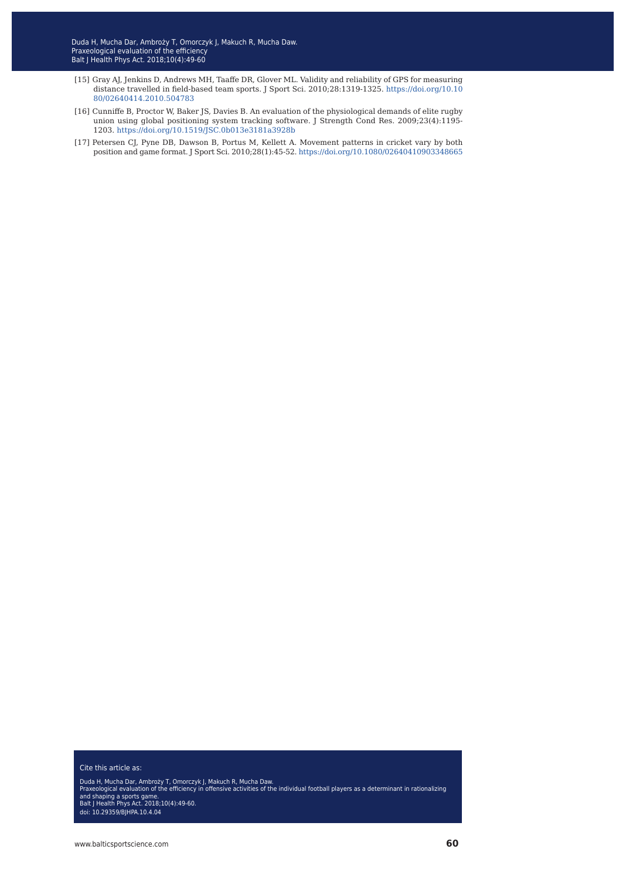[15] Gray AJ, Jenkins D, Andrews MH, Taaffe DR, Glover ML. Validity and reliability of GPS for measuring distance travelled in field-based team sports. J Sport Sci. 2010;28:1319-1325. https://doi.org/10.1080/02640414.2010.504783

[16] Cunniffe B, Proctor W, Baker JS, Davies B. An evaluation of the physiological demands of elite rugby union using global positioning system tracking software. J Strength Cond Res. 2009;23(4):1195-1203. https://doi.org/10.1519/JSC.0b013e3181a3928b

[17] Petersen CJ, Pyne DB, Dawson B, Portus M, Kellett A. Movement patterns in cricket vary by both position and game format. J Sport Sci. 2010;28(1):45-52. https://doi.org/10.1080/02640410903348665

Cite this article as:

Duda H, Mucha Dar, Ambroży T, Omorczyk J, Makuch R, Mucha Daw.
Praxeological evaluation of the efficiency in offensive activities of the individual football players as a determinant in rationalizing and shaping a sports game.
Balt J Health Phys Act. 2018;10(4):49-60.
doi: 10.29359/BJHPA.10.4.04